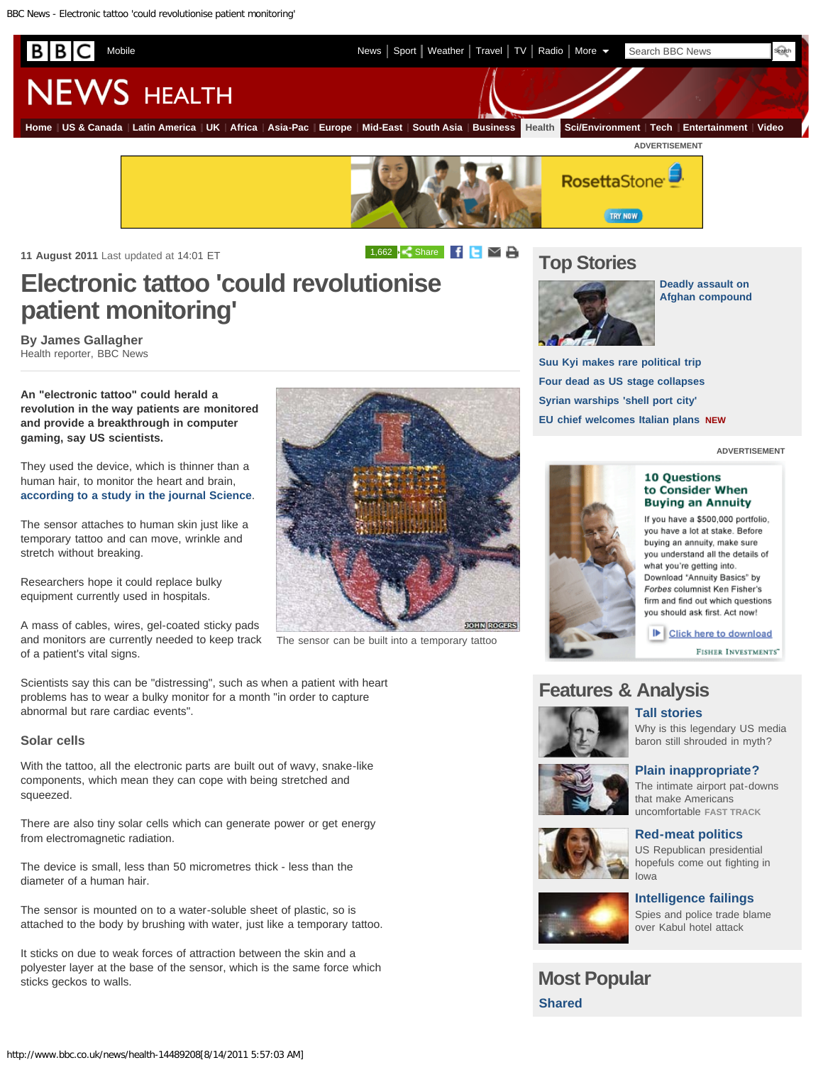11 August 2011 Last updated at 14:01 ET

# Electronic tattoo 'could revolutionise patient monitoring'

**By James Gallagher**
Health reporter, BBC News

**An "electronic tattoo" could herald a revolution in the way patients are monitored and provide a breakthrough in computer gaming, say US scientists.**

They used the device, which is thinner than a human hair, to monitor the heart and brain, according to a study in the journal Science.

The sensor attaches to human skin just like a temporary tattoo and can move, wrinkle and stretch without breaking.

Researchers hope it could replace bulky equipment currently used in hospitals.

A mass of cables, wires, gel-coated sticky pads and monitors are currently needed to keep track of a patient's vital signs.

The sensor can be built into a temporary tattoo

Scientists say this can be "distressing", such as when a patient with heart problems has to wear a bulky monitor for a month "in order to capture abnormal but rare cardiac events".

## Solar cells

With the tattoo, all the electronic parts are built out of wavy, snake-like components, which mean they can cope with being stretched and squeezed.

There are also tiny solar cells which can generate power or get energy from electromagnetic radiation.

The device is small, less than 50 micrometres thick - less than the diameter of a human hair.

The sensor is mounted on to a water-soluble sheet of plastic, so is attached to the body by brushing with water, just like a temporary tattoo.

It sticks on due to weak forces of attraction between the skin and a polyester layer at the base of the sensor, which is the same force which sticks geckos to walls.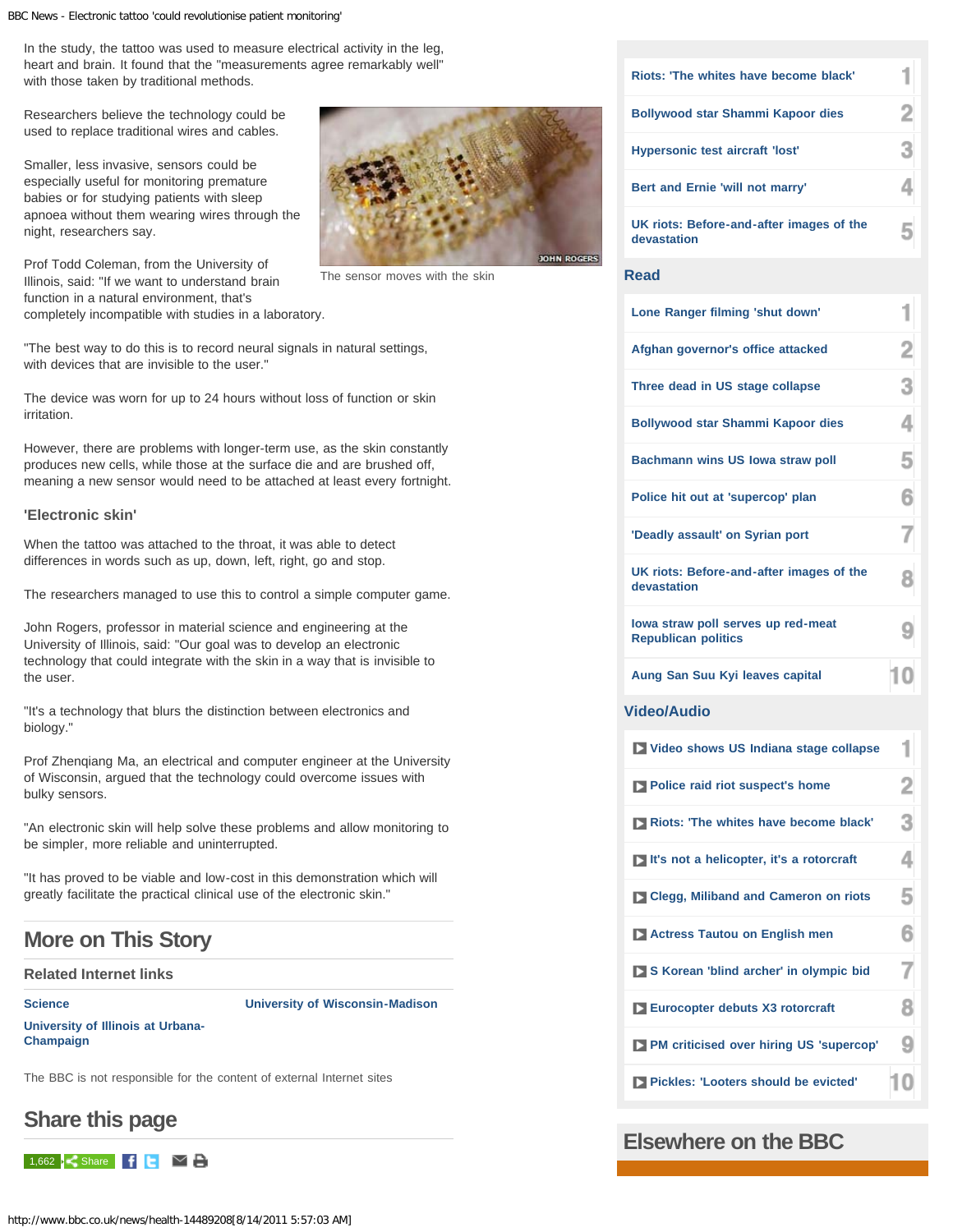In the study, the tattoo was used to measure electrical activity in the leg, heart and brain. It found that the "measurements agree remarkably well" with those taken by traditional methods.

Researchers believe the technology could be used to replace traditional wires and cables.

Smaller, less invasive, sensors could be especially useful for monitoring premature babies or for studying patients with sleep apnoea without them wearing wires through the night, researchers say.

The sensor moves with the skin

Prof Todd Coleman, from the University of Illinois, said: "If we want to understand brain function in a natural environment, that's completely incompatible with studies in a laboratory.

"The best way to do this is to record neural signals in natural settings, with devices that are invisible to the user."

The device was worn for up to 24 hours without loss of function or skin irritation.

However, there are problems with longer-term use, as the skin constantly produces new cells, while those at the surface die and are brushed off, meaning a new sensor would need to be attached at least every fortnight.

### 'Electronic skin'

When the tattoo was attached to the throat, it was able to detect differences in words such as up, down, left, right, go and stop.

The researchers managed to use this to control a simple computer game.

John Rogers, professor in material science and engineering at the University of Illinois, said: "Our goal was to develop an electronic technology that could integrate with the skin in a way that is invisible to the user.

"It's a technology that blurs the distinction between electronics and biology."

Prof Zhenqiang Ma, an electrical and computer engineer at the University of Wisconsin, argued that the technology could overcome issues with bulky sensors.

"An electronic skin will help solve these problems and allow monitoring to be simpler, more reliable and uninterrupted.

"It has proved to be viable and low-cost in this demonstration which will greatly facilitate the practical clinical use of the electronic skin."

## More on This Story

### Related Internet links

- Science
- University of Wisconsin-Madison
- University of Illinois at Urbana-Champaign

The BBC is not responsible for the content of external Internet sites

## Share this page

1,662 Share

- Riots: 'The whites have become black' 1
- Bollywood star Shammi Kapoor dies 2
- Hypersonic test aircraft 'lost' 3
- Bert and Ernie 'will not marry' 4
- UK riots: Before-and-after images of the devastation 5

### Read

1. Lone Ranger filming 'shut down'
2. Afghan governor's office attacked
3. Three dead in US stage collapse
4. Bollywood star Shammi Kapoor dies
5. Bachmann wins US Iowa straw poll
6. Police hit out at 'supercop' plan
7. 'Deadly assault' on Syrian port
8. UK riots: Before-and-after images of the devastation
9. Iowa straw poll serves up red-meat Republican politics
10. Aung San Suu Kyi leaves capital

### Video/Audio

1. Video shows US Indiana stage collapse
2. Police raid riot suspect's home
3. Riots: 'The whites have become black'
4. It's not a helicopter, it's a rotorcraft
5. Clegg, Miliband and Cameron on riots
6. Actress Tautou on English men
7. S Korean 'blind archer' in olympic bid
8. Eurocopter debuts X3 rotorcraft
9. PM criticised over hiring US 'supercop'
10. Pickles: 'Looters should be evicted'

## Elsewhere on the BBC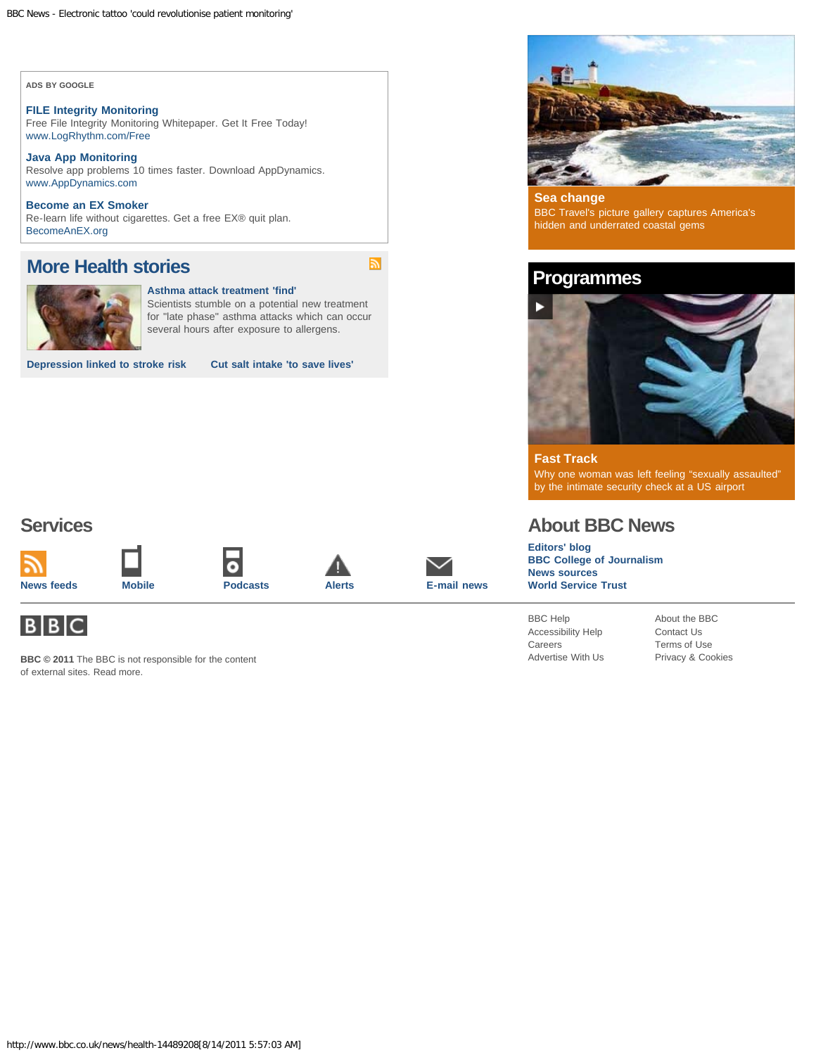ADS BY GOOGLE

**FILE Integrity Monitoring**
Free File Integrity Monitoring Whitepaper. Get It Free Today!
www.LogRhythm.com/Free

**Java App Monitoring**
Resolve app problems 10 times faster. Download AppDynamics.
www.AppDynamics.com

**Become an EX Smoker**
Re-learn life without cigarettes. Get a free EX® quit plan.
BecomeAnEX.org

## More Health stories

**Asthma attack treatment 'find'**
Scientists stumble on a potential new treatment for "late phase" asthma attacks which can occur several hours after exposure to allergens.

**Depression linked to stroke risk**

**Cut salt intake 'to save lives'**

**Sea change**
BBC Travel's picture gallery captures America's hidden and underrated coastal gems

## Programmes

**Fast Track**
Why one woman was left feeling "sexually assaulted" by the intimate security check at a US airport

## Services

News feeds
Mobile
Podcasts
Alerts
E-mail news

## About BBC News

Editors' blog
BBC College of Journalism
News sources
World Service Trust

BBC Help
Accessibility Help
Careers
Advertise With Us

About the BBC
Contact Us
Terms of Use
Privacy & Cookies

BBC

**BBC © 2011** The BBC is not responsible for the content of external sites. Read more.